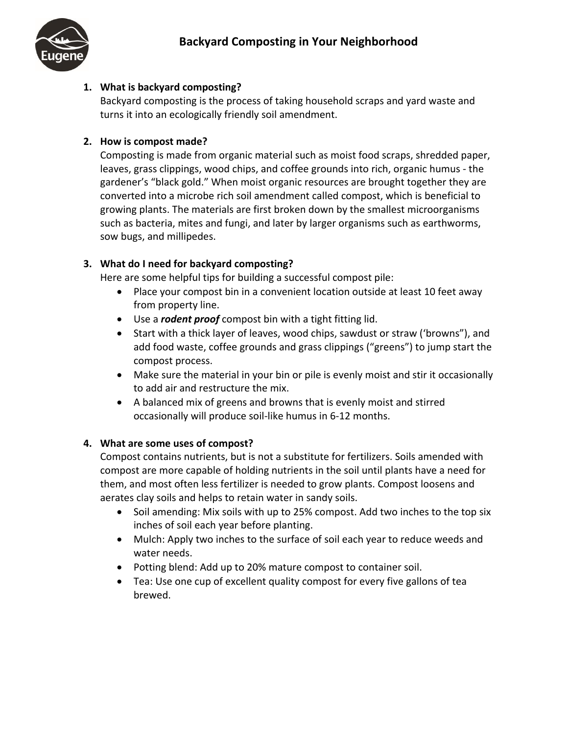# Backyard Composting in Your Neighborhood

1. **What is backyard composting?**
   Backyard composting is the process of taking household scraps and yard waste and turns it into an ecologically friendly soil amendment.

2. **How is compost made?**
   Composting is made from organic material such as moist food scraps, shredded paper, leaves, grass clippings, wood chips, and coffee grounds into rich, organic humus - the gardener's "black gold." When moist organic resources are brought together they are converted into a microbe rich soil amendment called compost, which is beneficial to growing plants. The materials are first broken down by the smallest microorganisms such as bacteria, mites and fungi, and later by larger organisms such as earthworms, sow bugs, and millipedes.

3. **What do I need for backyard composting?**
   Here are some helpful tips for building a successful compost pile:
   - Place your compost bin in a convenient location outside at least 10 feet away from property line.
   - Use a ***rodent proof*** compost bin with a tight fitting lid.
   - Start with a thick layer of leaves, wood chips, sawdust or straw ('browns"), and add food waste, coffee grounds and grass clippings ("greens") to jump start the compost process.
   - Make sure the material in your bin or pile is evenly moist and stir it occasionally to add air and restructure the mix.
   - A balanced mix of greens and browns that is evenly moist and stirred occasionally will produce soil-like humus in 6-12 months.

4. **What are some uses of compost?**
   Compost contains nutrients, but is not a substitute for fertilizers. Soils amended with compost are more capable of holding nutrients in the soil until plants have a need for them, and most often less fertilizer is needed to grow plants. Compost loosens and aerates clay soils and helps to retain water in sandy soils.
   - Soil amending: Mix soils with up to 25% compost. Add two inches to the top six inches of soil each year before planting.
   - Mulch: Apply two inches to the surface of soil each year to reduce weeds and water needs.
   - Potting blend: Add up to 20% mature compost to container soil.
   - Tea: Use one cup of excellent quality compost for every five gallons of tea brewed.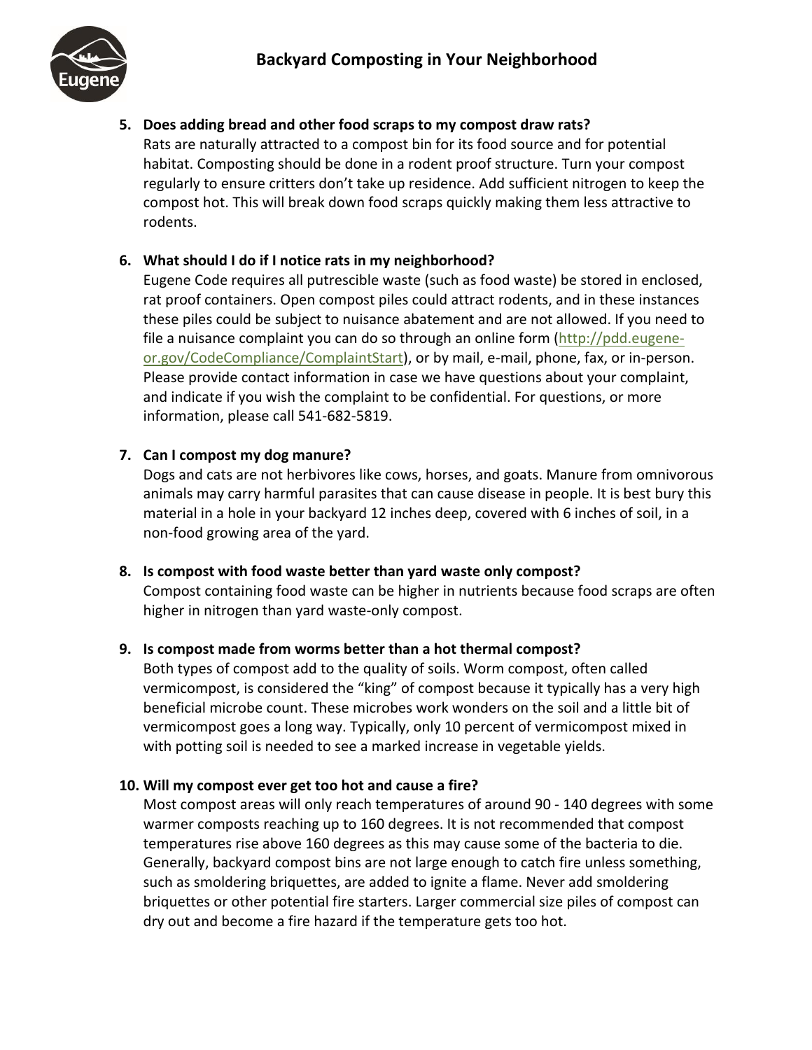**5. Does adding bread and other food scraps to my compost draw rats?**

Rats are naturally attracted to a compost bin for its food source and for potential habitat. Composting should be done in a rodent proof structure. Turn your compost regularly to ensure critters don't take up residence. Add sufficient nitrogen to keep the compost hot. This will break down food scraps quickly making them less attractive to rodents.

**6. What should I do if I notice rats in my neighborhood?**

Eugene Code requires all putrescible waste (such as food waste) be stored in enclosed, rat proof containers. Open compost piles could attract rodents, and in these instances these piles could be subject to nuisance abatement and are not allowed. If you need to file a nuisance complaint you can do so through an online form (http://pdd.eugene-or.gov/CodeCompliance/ComplaintStart), or by mail, e-mail, phone, fax, or in-person. Please provide contact information in case we have questions about your complaint, and indicate if you wish the complaint to be confidential. For questions, or more information, please call 541-682-5819.

**7. Can I compost my dog manure?**

Dogs and cats are not herbivores like cows, horses, and goats. Manure from omnivorous animals may carry harmful parasites that can cause disease in people. It is best bury this material in a hole in your backyard 12 inches deep, covered with 6 inches of soil, in a non-food growing area of the yard.

**8. Is compost with food waste better than yard waste only compost?**

Compost containing food waste can be higher in nutrients because food scraps are often higher in nitrogen than yard waste-only compost.

**9. Is compost made from worms better than a hot thermal compost?**

Both types of compost add to the quality of soils. Worm compost, often called vermicompost, is considered the "king" of compost because it typically has a very high beneficial microbe count. These microbes work wonders on the soil and a little bit of vermicompost goes a long way. Typically, only 10 percent of vermicompost mixed in with potting soil is needed to see a marked increase in vegetable yields.

**10. Will my compost ever get too hot and cause a fire?**

Most compost areas will only reach temperatures of around 90 - 140 degrees with some warmer composts reaching up to 160 degrees. It is not recommended that compost temperatures rise above 160 degrees as this may cause some of the bacteria to die. Generally, backyard compost bins are not large enough to catch fire unless something, such as smoldering briquettes, are added to ignite a flame. Never add smoldering briquettes or other potential fire starters. Larger commercial size piles of compost can dry out and become a fire hazard if the temperature gets too hot.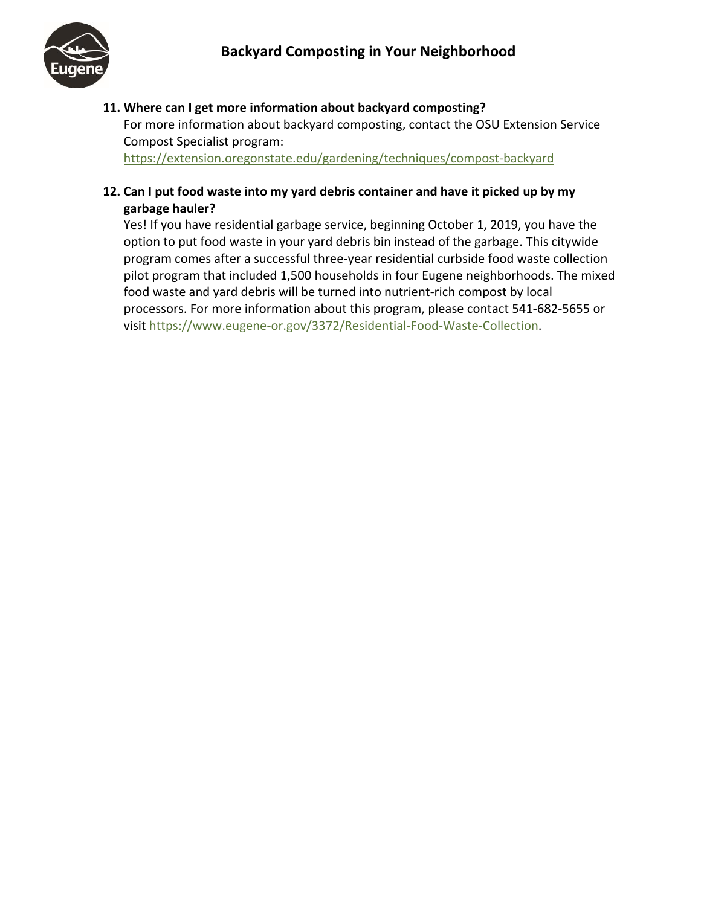11. **Where can I get more information about backyard composting?**
    For more information about backyard composting, contact the OSU Extension Service Compost Specialist program: https://extension.oregonstate.edu/gardening/techniques/compost-backyard

12. **Can I put food waste into my yard debris container and have it picked up by my garbage hauler?**
    Yes! If you have residential garbage service, beginning October 1, 2019, you have the option to put food waste in your yard debris bin instead of the garbage. This citywide program comes after a successful three-year residential curbside food waste collection pilot program that included 1,500 households in four Eugene neighborhoods. The mixed food waste and yard debris will be turned into nutrient-rich compost by local processors. For more information about this program, please contact 541-682-5655 or visit https://www.eugene-or.gov/3372/Residential-Food-Waste-Collection.